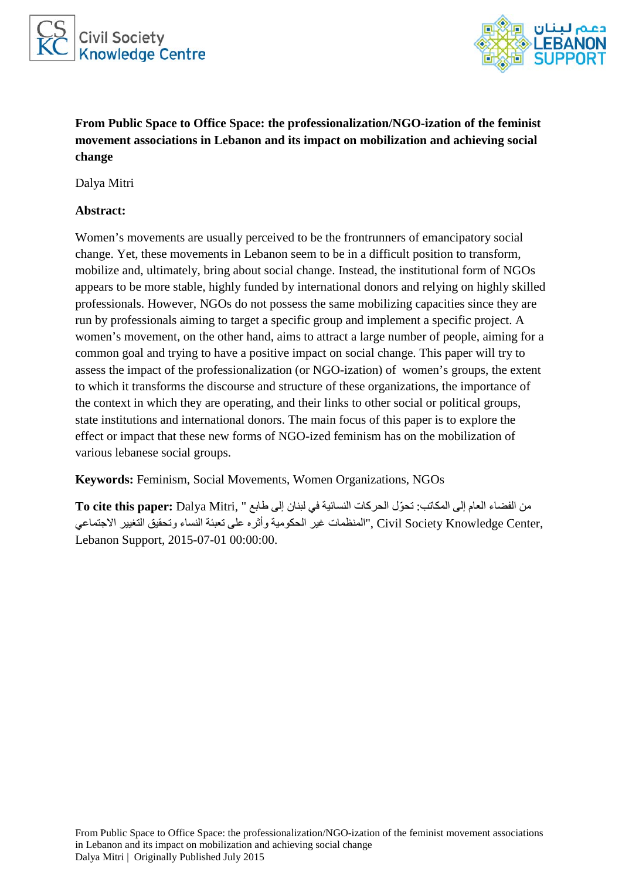**From Public Space to Office Space: the professionalization/NGO-ization of the feminist movement associations in Lebanon and its impact on mobilization and achieving social change**

Dalya Mitri

**Abstract:**

Women's movements are usually perceived to be the frontrunners of emancipatory social change. Yet, these movements in Lebanon seem to be in a difficult position to transform, mobilize and, ultimately, bring about social change. Instead, the institutional form of NGOs appears to be more stable, highly funded by international donors and relying on highly skilled professionals. However, NGOs do not possess the same mobilizing capacities since they are run by professionals aiming to target a specific group and implement a specific project. A women's movement, on the other hand, aims to attract a large number of people, aiming for a common goal and trying to have a positive impact on social change. This paper will try to assess the impact of the professionalization (or NGO-ization) of women's groups, the extent to which it transforms the discourse and structure of these organizations, the importance of the context in which they are operating, and their links to other social or political groups, state institutions and international donors. The main focus of this paper is to explore the effect or impact that these new forms of NGO-ized feminism has on the mobilization of various lebanese social groups.

**Keywords:** Feminism, Social Movements, Women Organizations, NGOs

**To cite this paper:** Dalya Mitri, "من الفضاء العام إلى المكاتب: تحوّل الحركات النسائية في لبنان إلى طابع المنظمات غير الحكومية وأثره على تعبئة النساء وتحقيق التغيير الاجتماعي", Civil Society Knowledge Center, Lebanon Support, 2015-07-01 00:00:00.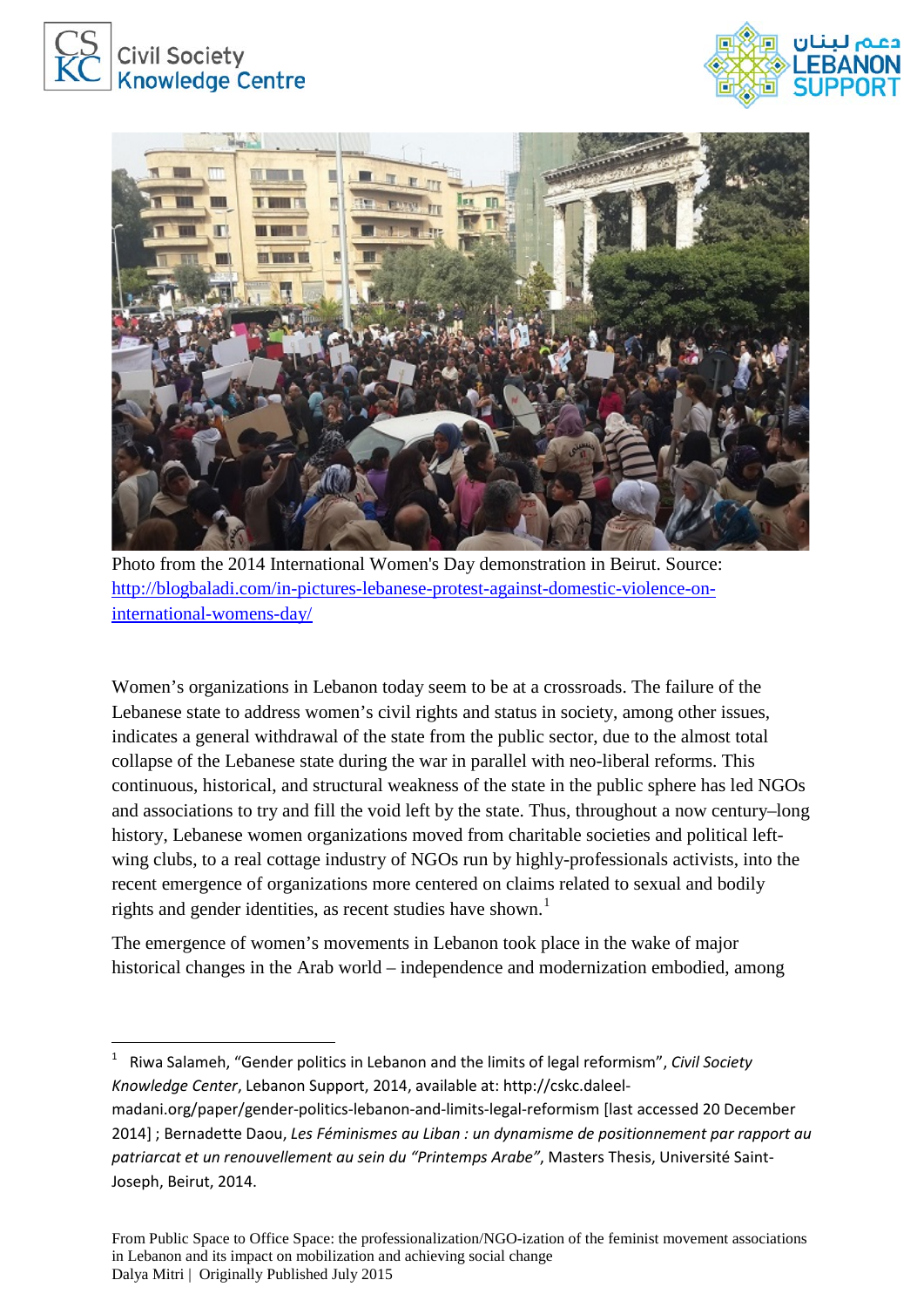Photo from the 2014 International Women's Day demonstration in Beirut. Source: [http://blogbaladi.com/in-pictures-lebanese-protest-against-domestic-violence-on-international-womens-day/](http://blogbaladi.com/in-pictures-lebanese-protest-against-domestic-violence-on-international-womens-day/)

Women's organizations in Lebanon today seem to be at a crossroads. The failure of the Lebanese state to address women's civil rights and status in society, among other issues, indicates a general withdrawal of the state from the public sector, due to the almost total collapse of the Lebanese state during the war in parallel with neo-liberal reforms. This continuous, historical, and structural weakness of the state in the public sphere has led NGOs and associations to try and fill the void left by the state. Thus, throughout a now century–long history, Lebanese women organizations moved from charitable societies and political left-wing clubs, to a real cottage industry of NGOs run by highly-professionals activists, into the recent emergence of organizations more centered on claims related to sexual and bodily rights and gender identities, as recent studies have shown.[1]

The emergence of women's movements in Lebanon took place in the wake of major historical changes in the Arab world – independence and modernization embodied, among

[1] Riwa Salameh, "Gender politics in Lebanon and the limits of legal reformism", *Civil Society Knowledge Center*, Lebanon Support, 2014, available at: http://cskc.daleel-madani.org/paper/gender-politics-lebanon-and-limits-legal-reformism [last accessed 20 December 2014] ; Bernadette Daou, *Les Féminismes au Liban : un dynamisme de positionnement par rapport au patriarcat et un renouvellement au sein du "Printemps Arabe"*, Masters Thesis, Université Saint-Joseph, Beirut, 2014.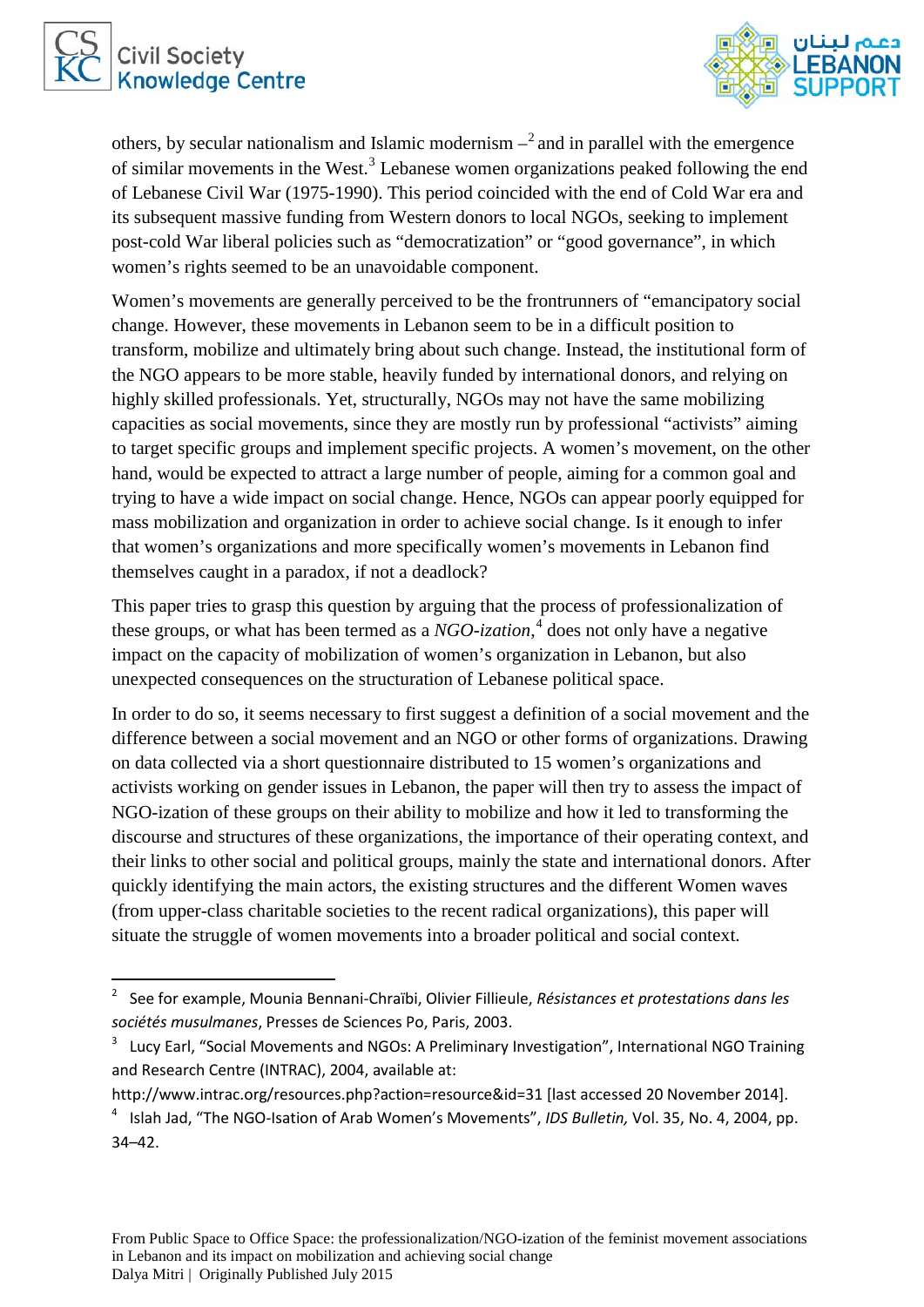others, by secular nationalism and Islamic modernism –[2] and in parallel with the emergence of similar movements in the West.[3] Lebanese women organizations peaked following the end of Lebanese Civil War (1975-1990). This period coincided with the end of Cold War era and its subsequent massive funding from Western donors to local NGOs, seeking to implement post-cold War liberal policies such as "democratization" or "good governance", in which women's rights seemed to be an unavoidable component.

Women's movements are generally perceived to be the frontrunners of "emancipatory social change. However, these movements in Lebanon seem to be in a difficult position to transform, mobilize and ultimately bring about such change. Instead, the institutional form of the NGO appears to be more stable, heavily funded by international donors, and relying on highly skilled professionals. Yet, structurally, NGOs may not have the same mobilizing capacities as social movements, since they are mostly run by professional "activists" aiming to target specific groups and implement specific projects. A women's movement, on the other hand, would be expected to attract a large number of people, aiming for a common goal and trying to have a wide impact on social change. Hence, NGOs can appear poorly equipped for mass mobilization and organization in order to achieve social change. Is it enough to infer that women's organizations and more specifically women's movements in Lebanon find themselves caught in a paradox, if not a deadlock?

This paper tries to grasp this question by arguing that the process of professionalization of these groups, or what has been termed as a *NGO-ization*,[4] does not only have a negative impact on the capacity of mobilization of women's organization in Lebanon, but also unexpected consequences on the structuration of Lebanese political space.

In order to do so, it seems necessary to first suggest a definition of a social movement and the difference between a social movement and an NGO or other forms of organizations. Drawing on data collected via a short questionnaire distributed to 15 women's organizations and activists working on gender issues in Lebanon, the paper will then try to assess the impact of NGO-ization of these groups on their ability to mobilize and how it led to transforming the discourse and structures of these organizations, the importance of their operating context, and their links to other social and political groups, mainly the state and international donors. After quickly identifying the main actors, the existing structures and the different Women waves (from upper-class charitable societies to the recent radical organizations), this paper will situate the struggle of women movements into a broader political and social context.

---

[2] See for example, Mounia Bennani-Chraïbi, Olivier Fillieule, *Résistances et protestations dans les sociétés musulmanes*, Presses de Sciences Po, Paris, 2003.

[3] Lucy Earl, "Social Movements and NGOs: A Preliminary Investigation", International NGO Training and Research Centre (INTRAC), 2004, available at: http://www.intrac.org/resources.php?action=resource&id=31 [last accessed 20 November 2014].

[4] Islah Jad, "The NGO-Isation of Arab Women's Movements", *IDS Bulletin,* Vol. 35, No. 4, 2004, pp. 34–42.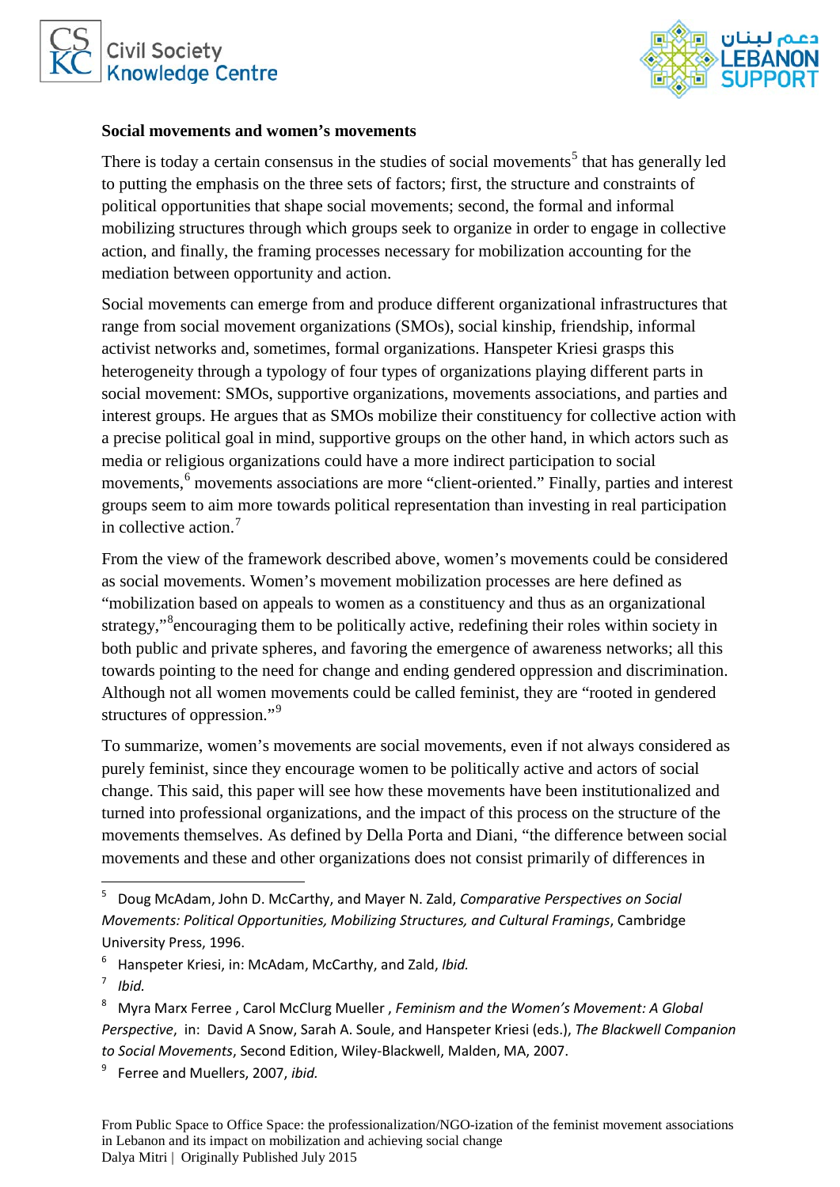**Social movements and women's movements**

There is today a certain consensus in the studies of social movements[5] that has generally led to putting the emphasis on the three sets of factors; first, the structure and constraints of political opportunities that shape social movements; second, the formal and informal mobilizing structures through which groups seek to organize in order to engage in collective action, and finally, the framing processes necessary for mobilization accounting for the mediation between opportunity and action.

Social movements can emerge from and produce different organizational infrastructures that range from social movement organizations (SMOs), social kinship, friendship, informal activist networks and, sometimes, formal organizations. Hanspeter Kriesi grasps this heterogeneity through a typology of four types of organizations playing different parts in social movement: SMOs, supportive organizations, movements associations, and parties and interest groups. He argues that as SMOs mobilize their constituency for collective action with a precise political goal in mind, supportive groups on the other hand, in which actors such as media or religious organizations could have a more indirect participation to social movements,[6] movements associations are more "client-oriented." Finally, parties and interest groups seem to aim more towards political representation than investing in real participation in collective action.[7]

From the view of the framework described above, women's movements could be considered as social movements. Women's movement mobilization processes are here defined as "mobilization based on appeals to women as a constituency and thus as an organizational strategy,"[8]encouraging them to be politically active, redefining their roles within society in both public and private spheres, and favoring the emergence of awareness networks; all this towards pointing to the need for change and ending gendered oppression and discrimination. Although not all women movements could be called feminist, they are "rooted in gendered structures of oppression."[9]

To summarize, women's movements are social movements, even if not always considered as purely feminist, since they encourage women to be politically active and actors of social change. This said, this paper will see how these movements have been institutionalized and turned into professional organizations, and the impact of this process on the structure of the movements themselves. As defined by Della Porta and Diani, "the difference between social movements and these and other organizations does not consist primarily of differences in

---

[5] Doug McAdam, John D. McCarthy, and Mayer N. Zald, *Comparative Perspectives on Social Movements: Political Opportunities, Mobilizing Structures, and Cultural Framings*, Cambridge University Press, 1996.

[6] Hanspeter Kriesi, in: McAdam, McCarthy, and Zald, *Ibid.*

[7] *Ibid.*

[8] Myra Marx Ferree , Carol McClurg Mueller , *Feminism and the Women's Movement: A Global Perspective*, in: David A Snow, Sarah A. Soule, and Hanspeter Kriesi (eds.), *The Blackwell Companion to Social Movements*, Second Edition, Wiley-Blackwell, Malden, MA, 2007.

[9] Ferree and Muellers, 2007, *ibid.*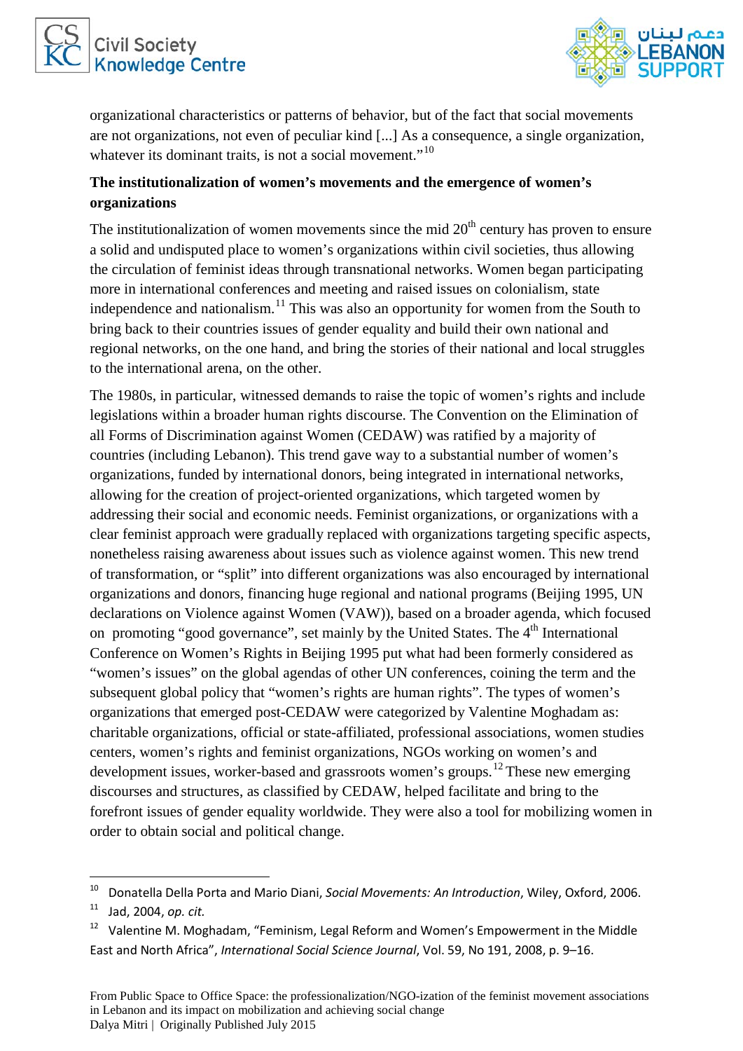organizational characteristics or patterns of behavior, but of the fact that social movements are not organizations, not even of peculiar kind [...] As a consequence, a single organization, whatever its dominant traits, is not a social movement."[10]

**The institutionalization of women's movements and the emergence of women's organizations**

The institutionalization of women movements since the mid 20th century has proven to ensure a solid and undisputed place to women's organizations within civil societies, thus allowing the circulation of feminist ideas through transnational networks. Women began participating more in international conferences and meeting and raised issues on colonialism, state independence and nationalism.[11] This was also an opportunity for women from the South to bring back to their countries issues of gender equality and build their own national and regional networks, on the one hand, and bring the stories of their national and local struggles to the international arena, on the other.

The 1980s, in particular, witnessed demands to raise the topic of women's rights and include legislations within a broader human rights discourse. The Convention on the Elimination of all Forms of Discrimination against Women (CEDAW) was ratified by a majority of countries (including Lebanon). This trend gave way to a substantial number of women's organizations, funded by international donors, being integrated in international networks, allowing for the creation of project-oriented organizations, which targeted women by addressing their social and economic needs. Feminist organizations, or organizations with a clear feminist approach were gradually replaced with organizations targeting specific aspects, nonetheless raising awareness about issues such as violence against women. This new trend of transformation, or "split" into different organizations was also encouraged by international organizations and donors, financing huge regional and national programs (Beijing 1995, UN declarations on Violence against Women (VAW)), based on a broader agenda, which focused on promoting "good governance", set mainly by the United States. The 4th International Conference on Women's Rights in Beijing 1995 put what had been formerly considered as "women's issues" on the global agendas of other UN conferences, coining the term and the subsequent global policy that "women's rights are human rights". The types of women's organizations that emerged post-CEDAW were categorized by Valentine Moghadam as: charitable organizations, official or state-affiliated, professional associations, women studies centers, women's rights and feminist organizations, NGOs working on women's and development issues, worker-based and grassroots women's groups.[12] These new emerging discourses and structures, as classified by CEDAW, helped facilitate and bring to the forefront issues of gender equality worldwide. They were also a tool for mobilizing women in order to obtain social and political change.

---

[10] Donatella Della Porta and Mario Diani, *Social Movements: An Introduction*, Wiley, Oxford, 2006.

[11] Jad, 2004, *op. cit.*

[12] Valentine M. Moghadam, "Feminism, Legal Reform and Women's Empowerment in the Middle East and North Africa", *International Social Science Journal*, Vol. 59, No 191, 2008, p. 9–16.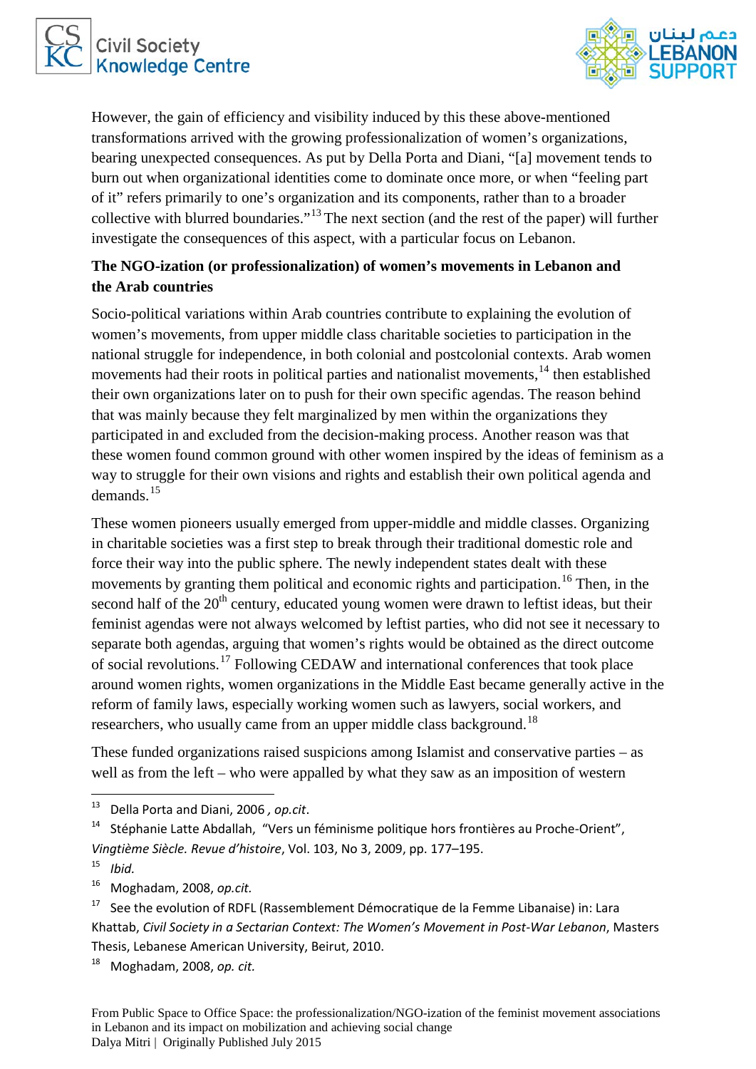However, the gain of efficiency and visibility induced by this these above-mentioned transformations arrived with the growing professionalization of women's organizations, bearing unexpected consequences. As put by Della Porta and Diani, "[a] movement tends to burn out when organizational identities come to dominate once more, or when "feeling part of it" refers primarily to one's organization and its components, rather than to a broader collective with blurred boundaries."[13] The next section (and the rest of the paper) will further investigate the consequences of this aspect, with a particular focus on Lebanon.

**The NGO-ization (or professionalization) of women's movements in Lebanon and the Arab countries**

Socio-political variations within Arab countries contribute to explaining the evolution of women's movements, from upper middle class charitable societies to participation in the national struggle for independence, in both colonial and postcolonial contexts. Arab women movements had their roots in political parties and nationalist movements,[14] then established their own organizations later on to push for their own specific agendas. The reason behind that was mainly because they felt marginalized by men within the organizations they participated in and excluded from the decision-making process. Another reason was that these women found common ground with other women inspired by the ideas of feminism as a way to struggle for their own visions and rights and establish their own political agenda and demands.[15]

These women pioneers usually emerged from upper-middle and middle classes. Organizing in charitable societies was a first step to break through their traditional domestic role and force their way into the public sphere. The newly independent states dealt with these movements by granting them political and economic rights and participation.[16] Then, in the second half of the 20th century, educated young women were drawn to leftist ideas, but their feminist agendas were not always welcomed by leftist parties, who did not see it necessary to separate both agendas, arguing that women's rights would be obtained as the direct outcome of social revolutions.[17] Following CEDAW and international conferences that took place around women rights, women organizations in the Middle East became generally active in the reform of family laws, especially working women such as lawyers, social workers, and researchers, who usually came from an upper middle class background.[18]

These funded organizations raised suspicions among Islamist and conservative parties – as well as from the left – who were appalled by what they saw as an imposition of western

---

[13] Della Porta and Diani, 2006 *, op.cit*.

[14] Stéphanie Latte Abdallah, "Vers un féminisme politique hors frontières au Proche-Orient", *Vingtième Siècle. Revue d'histoire*, Vol. 103, No 3, 2009, pp. 177–195.

[15] *Ibid.*

[16] Moghadam, 2008, *op.cit.*

[17] See the evolution of RDFL (Rassemblement Démocratique de la Femme Libanaise) in: Lara Khattab, *Civil Society in a Sectarian Context: The Women's Movement in Post-War Lebanon*, Masters Thesis, Lebanese American University, Beirut, 2010.

[18] Moghadam, 2008, *op. cit.*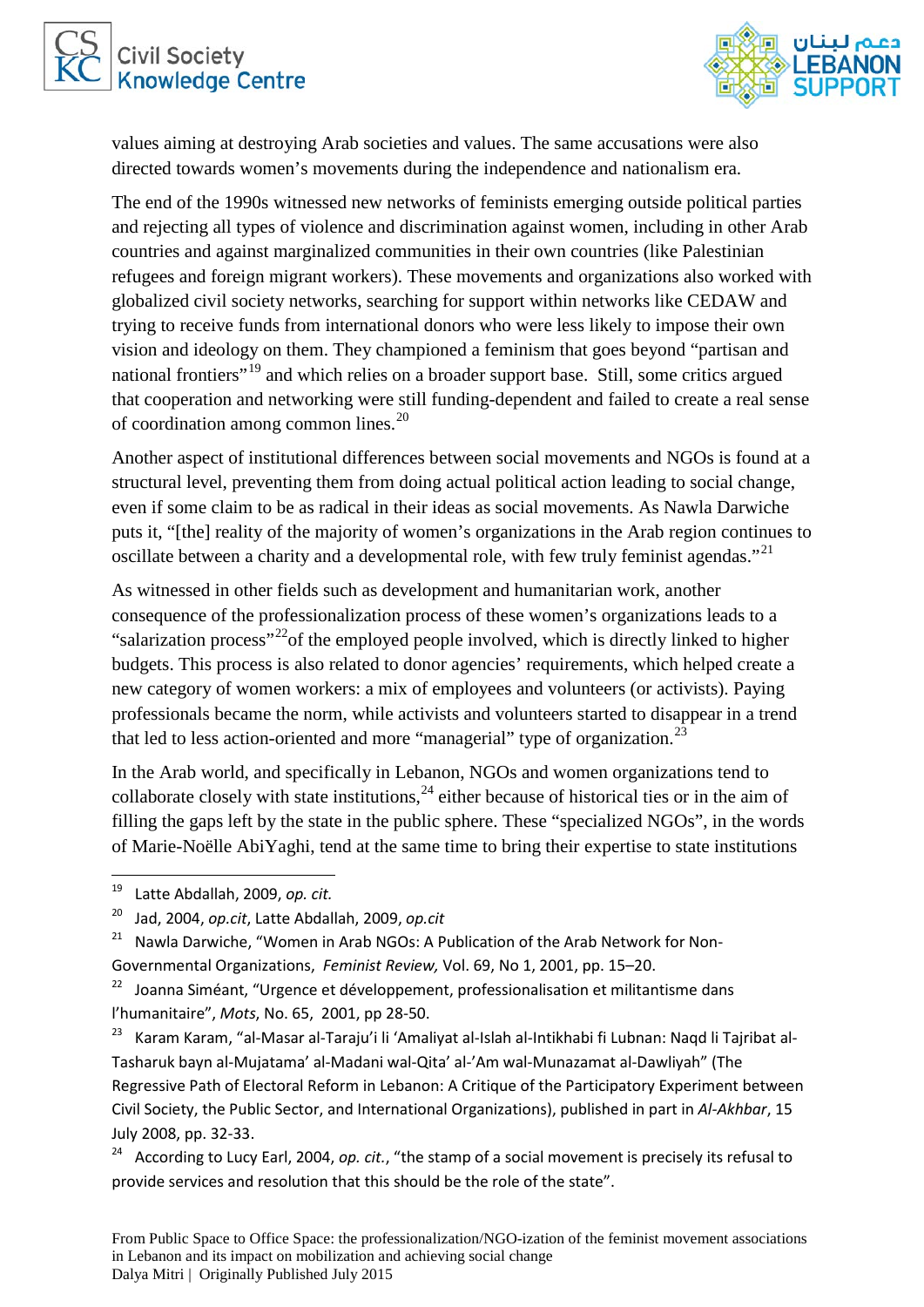values aiming at destroying Arab societies and values. The same accusations were also directed towards women's movements during the independence and nationalism era.

The end of the 1990s witnessed new networks of feminists emerging outside political parties and rejecting all types of violence and discrimination against women, including in other Arab countries and against marginalized communities in their own countries (like Palestinian refugees and foreign migrant workers). These movements and organizations also worked with globalized civil society networks, searching for support within networks like CEDAW and trying to receive funds from international donors who were less likely to impose their own vision and ideology on them. They championed a feminism that goes beyond "partisan and national frontiers"[19] and which relies on a broader support base. Still, some critics argued that cooperation and networking were still funding-dependent and failed to create a real sense of coordination among common lines.[20]

Another aspect of institutional differences between social movements and NGOs is found at a structural level, preventing them from doing actual political action leading to social change, even if some claim to be as radical in their ideas as social movements. As Nawla Darwiche puts it, "[the] reality of the majority of women's organizations in the Arab region continues to oscillate between a charity and a developmental role, with few truly feminist agendas."[21]

As witnessed in other fields such as development and humanitarian work, another consequence of the professionalization process of these women's organizations leads to a "salarization process"[22] of the employed people involved, which is directly linked to higher budgets. This process is also related to donor agencies' requirements, which helped create a new category of women workers: a mix of employees and volunteers (or activists). Paying professionals became the norm, while activists and volunteers started to disappear in a trend that led to less action-oriented and more "managerial" type of organization.[23]

In the Arab world, and specifically in Lebanon, NGOs and women organizations tend to collaborate closely with state institutions,[24] either because of historical ties or in the aim of filling the gaps left by the state in the public sphere. These "specialized NGOs", in the words of Marie-Noëlle AbiYaghi, tend at the same time to bring their expertise to state institutions

---

[19] Latte Abdallah, 2009, *op. cit.*

[20] Jad, 2004, *op.cit*, Latte Abdallah, 2009, *op.cit*

[21] Nawla Darwiche, "Women in Arab NGOs: A Publication of the Arab Network for Non-Governmental Organizations, *Feminist Review,* Vol. 69, No 1, 2001, pp. 15–20.

[22] Joanna Siméant, "Urgence et développement, professionalisation et militantisme dans l'humanitaire", *Mots*, No. 65, 2001, pp 28-50.

[23] Karam Karam, "al-Masar al-Taraju'i li 'Amaliyat al-Islah al-Intikhabi fi Lubnan: Naqd li Tajribat al-Tasharuk bayn al-Mujatama' al-Madani wal-Qita' al-'Am wal-Munazamat al-Dawliyah" (The Regressive Path of Electoral Reform in Lebanon: A Critique of the Participatory Experiment between Civil Society, the Public Sector, and International Organizations), published in part in *Al-Akhbar*, 15 July 2008, pp. 32-33.

[24] According to Lucy Earl, 2004, *op. cit.*, "the stamp of a social movement is precisely its refusal to provide services and resolution that this should be the role of the state".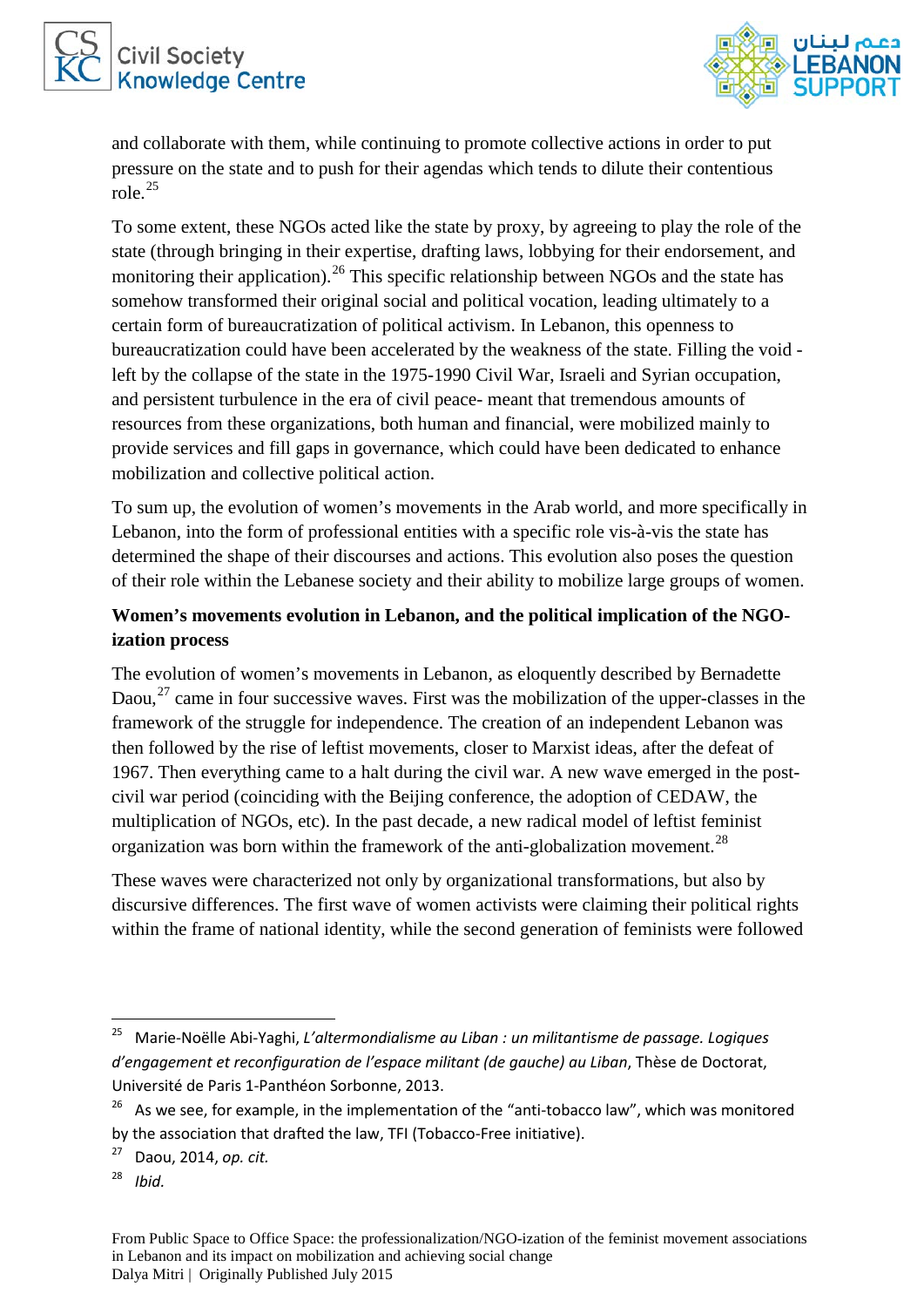and collaborate with them, while continuing to promote collective actions in order to put pressure on the state and to push for their agendas which tends to dilute their contentious role.[25]

To some extent, these NGOs acted like the state by proxy, by agreeing to play the role of the state (through bringing in their expertise, drafting laws, lobbying for their endorsement, and monitoring their application).[26] This specific relationship between NGOs and the state has somehow transformed their original social and political vocation, leading ultimately to a certain form of bureaucratization of political activism. In Lebanon, this openness to bureaucratization could have been accelerated by the weakness of the state. Filling the void - left by the collapse of the state in the 1975-1990 Civil War, Israeli and Syrian occupation, and persistent turbulence in the era of civil peace- meant that tremendous amounts of resources from these organizations, both human and financial, were mobilized mainly to provide services and fill gaps in governance, which could have been dedicated to enhance mobilization and collective political action.

To sum up, the evolution of women's movements in the Arab world, and more specifically in Lebanon, into the form of professional entities with a specific role vis-à-vis the state has determined the shape of their discourses and actions. This evolution also poses the question of their role within the Lebanese society and their ability to mobilize large groups of women.

**Women's movements evolution in Lebanon, and the political implication of the NGO-ization process**

The evolution of women's movements in Lebanon, as eloquently described by Bernadette Daou,[27] came in four successive waves. First was the mobilization of the upper-classes in the framework of the struggle for independence. The creation of an independent Lebanon was then followed by the rise of leftist movements, closer to Marxist ideas, after the defeat of 1967. Then everything came to a halt during the civil war. A new wave emerged in the post-civil war period (coinciding with the Beijing conference, the adoption of CEDAW, the multiplication of NGOs, etc). In the past decade, a new radical model of leftist feminist organization was born within the framework of the anti-globalization movement.[28]

These waves were characterized not only by organizational transformations, but also by discursive differences. The first wave of women activists were claiming their political rights within the frame of national identity, while the second generation of feminists were followed

---

[25] Marie-Noëlle Abi-Yaghi, *L'altermondialisme au Liban : un militantisme de passage. Logiques d'engagement et reconfiguration de l'espace militant (de gauche) au Liban*, Thèse de Doctorat, Université de Paris 1-Panthéon Sorbonne, 2013.

[26] As we see, for example, in the implementation of the "anti-tobacco law", which was monitored by the association that drafted the law, TFI (Tobacco-Free initiative).

[27] Daou, 2014, *op. cit.*

[28] *Ibid.*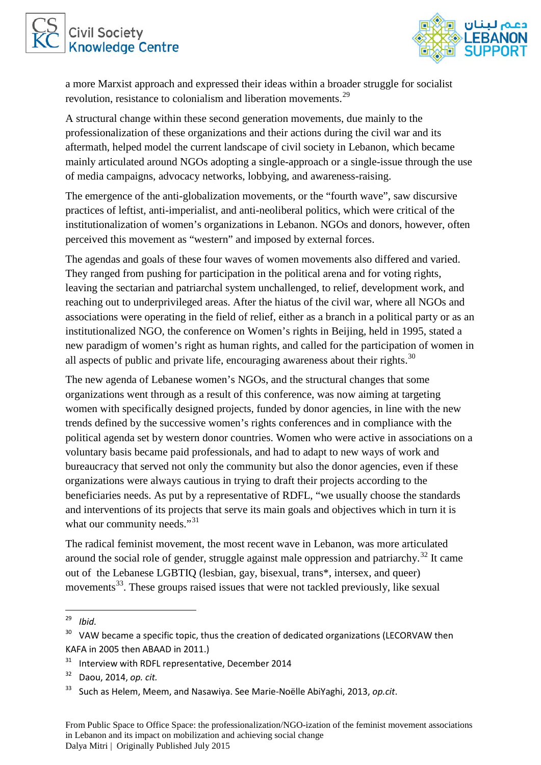a more Marxist approach and expressed their ideas within a broader struggle for socialist revolution, resistance to colonialism and liberation movements.[29]

A structural change within these second generation movements, due mainly to the professionalization of these organizations and their actions during the civil war and its aftermath, helped model the current landscape of civil society in Lebanon, which became mainly articulated around NGOs adopting a single-approach or a single-issue through the use of media campaigns, advocacy networks, lobbying, and awareness-raising.

The emergence of the anti-globalization movements, or the "fourth wave", saw discursive practices of leftist, anti-imperialist, and anti-neoliberal politics, which were critical of the institutionalization of women's organizations in Lebanon. NGOs and donors, however, often perceived this movement as "western" and imposed by external forces.

The agendas and goals of these four waves of women movements also differed and varied. They ranged from pushing for participation in the political arena and for voting rights, leaving the sectarian and patriarchal system unchallenged, to relief, development work, and reaching out to underprivileged areas. After the hiatus of the civil war, where all NGOs and associations were operating in the field of relief, either as a branch in a political party or as an institutionalized NGO, the conference on Women's rights in Beijing, held in 1995, stated a new paradigm of women's right as human rights, and called for the participation of women in all aspects of public and private life, encouraging awareness about their rights.[30]

The new agenda of Lebanese women's NGOs, and the structural changes that some organizations went through as a result of this conference, was now aiming at targeting women with specifically designed projects, funded by donor agencies, in line with the new trends defined by the successive women's rights conferences and in compliance with the political agenda set by western donor countries. Women who were active in associations on a voluntary basis became paid professionals, and had to adapt to new ways of work and bureaucracy that served not only the community but also the donor agencies, even if these organizations were always cautious in trying to draft their projects according to the beneficiaries needs. As put by a representative of RDFL, "we usually choose the standards and interventions of its projects that serve its main goals and objectives which in turn it is what our community needs."[31]

The radical feminist movement, the most recent wave in Lebanon, was more articulated around the social role of gender, struggle against male oppression and patriarchy.[32] It came out of the Lebanese LGBTIQ (lesbian, gay, bisexual, trans*, intersex, and queer) movements[33]. These groups raised issues that were not tackled previously, like sexual

---

[29] *Ibid.*

[30] VAW became a specific topic, thus the creation of dedicated organizations (LECORVAW then KAFA in 2005 then ABAAD in 2011.)

[31] Interview with RDFL representative, December 2014

[32] Daou, 2014, *op. cit.*

[33] Such as Helem, Meem, and Nasawiya. See Marie-Noëlle AbiYaghi, 2013, *op.cit*.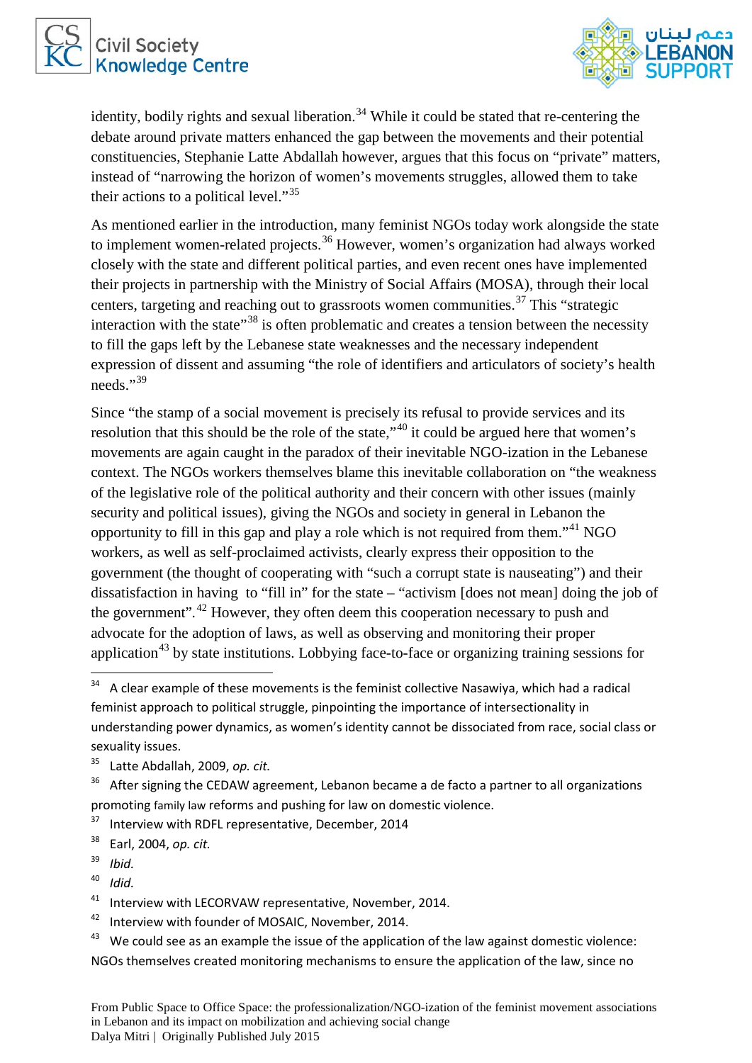identity, bodily rights and sexual liberation.[34] While it could be stated that re-centering the debate around private matters enhanced the gap between the movements and their potential constituencies, Stephanie Latte Abdallah however, argues that this focus on "private" matters, instead of "narrowing the horizon of women's movements struggles, allowed them to take their actions to a political level."[35]

As mentioned earlier in the introduction, many feminist NGOs today work alongside the state to implement women-related projects.[36] However, women's organization had always worked closely with the state and different political parties, and even recent ones have implemented their projects in partnership with the Ministry of Social Affairs (MOSA), through their local centers, targeting and reaching out to grassroots women communities.[37] This "strategic interaction with the state"[38] is often problematic and creates a tension between the necessity to fill the gaps left by the Lebanese state weaknesses and the necessary independent expression of dissent and assuming "the role of identifiers and articulators of society's health needs."[39]

Since "the stamp of a social movement is precisely its refusal to provide services and its resolution that this should be the role of the state,"[40] it could be argued here that women's movements are again caught in the paradox of their inevitable NGO-ization in the Lebanese context. The NGOs workers themselves blame this inevitable collaboration on "the weakness of the legislative role of the political authority and their concern with other issues (mainly security and political issues), giving the NGOs and society in general in Lebanon the opportunity to fill in this gap and play a role which is not required from them."[41] NGO workers, as well as self-proclaimed activists, clearly express their opposition to the government (the thought of cooperating with "such a corrupt state is nauseating") and their dissatisfaction in having to "fill in" for the state – "activism [does not mean] doing the job of the government".[42] However, they often deem this cooperation necessary to push and advocate for the adoption of laws, as well as observing and monitoring their proper application[43] by state institutions. Lobbying face-to-face or organizing training sessions for

---

[34] A clear example of these movements is the feminist collective Nasawiya, which had a radical feminist approach to political struggle, pinpointing the importance of intersectionality in understanding power dynamics, as women's identity cannot be dissociated from race, social class or sexuality issues.

[35] Latte Abdallah, 2009, *op. cit.*

[36] After signing the CEDAW agreement, Lebanon became a de facto a partner to all organizations promoting family law reforms and pushing for law on domestic violence.

[37] Interview with RDFL representative, December, 2014

[38] Earl, 2004, *op. cit.*

[39] *Ibid.*

[40] *Idid.*

[41] Interview with LECORVAW representative, November, 2014.

[42] Interview with founder of MOSAIC, November, 2014.

[43] We could see as an example the issue of the application of the law against domestic violence: NGOs themselves created monitoring mechanisms to ensure the application of the law, since no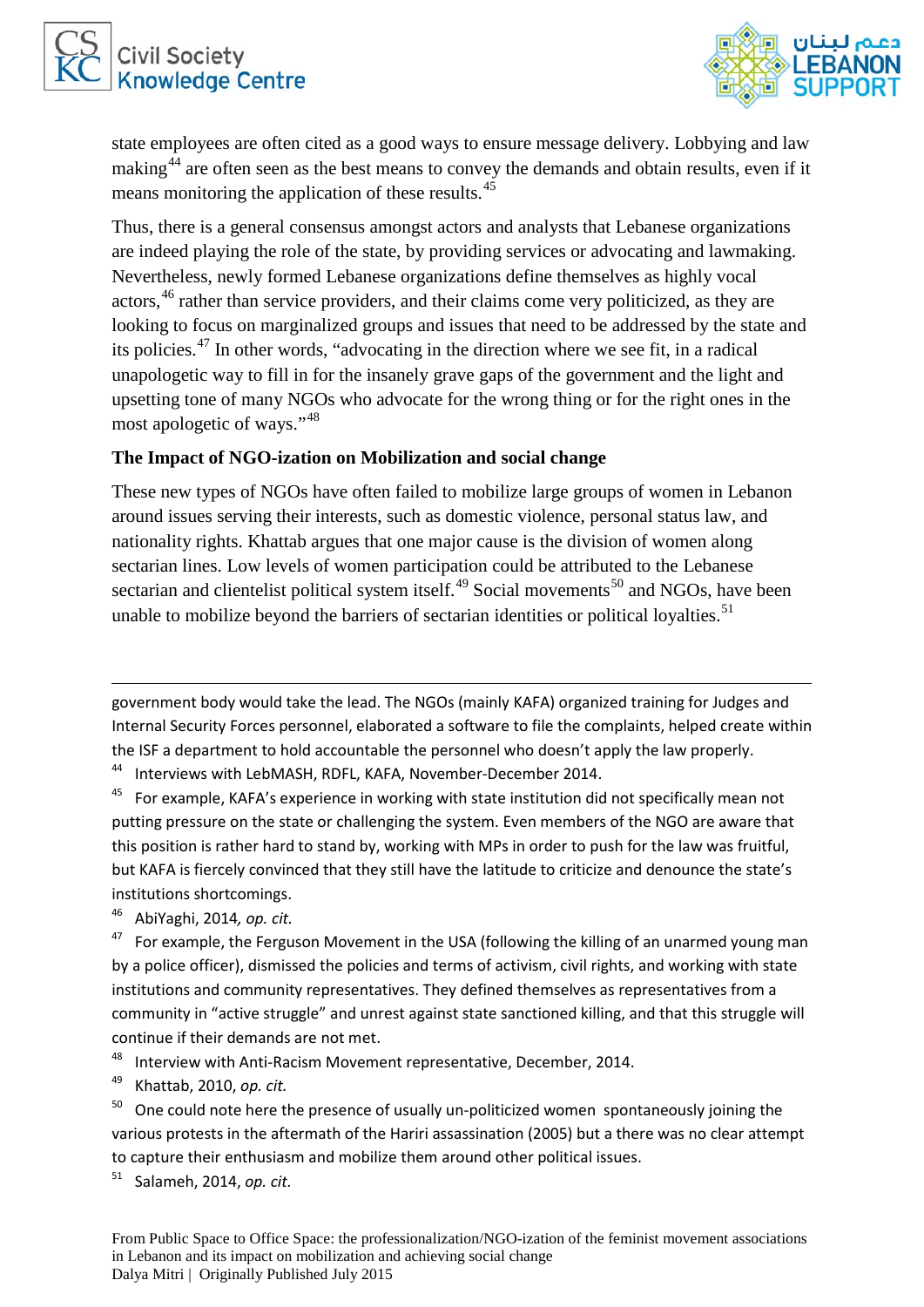state employees are often cited as a good ways to ensure message delivery. Lobbying and law making[44] are often seen as the best means to convey the demands and obtain results, even if it means monitoring the application of these results.[45]

Thus, there is a general consensus amongst actors and analysts that Lebanese organizations are indeed playing the role of the state, by providing services or advocating and lawmaking. Nevertheless, newly formed Lebanese organizations define themselves as highly vocal actors,[46] rather than service providers, and their claims come very politicized, as they are looking to focus on marginalized groups and issues that need to be addressed by the state and its policies.[47] In other words, "advocating in the direction where we see fit, in a radical unapologetic way to fill in for the insanely grave gaps of the government and the light and upsetting tone of many NGOs who advocate for the wrong thing or for the right ones in the most apologetic of ways."[48]

### The Impact of NGO-ization on Mobilization and social change

These new types of NGOs have often failed to mobilize large groups of women in Lebanon around issues serving their interests, such as domestic violence, personal status law, and nationality rights. Khattab argues that one major cause is the division of women along sectarian lines. Low levels of women participation could be attributed to the Lebanese sectarian and clientelist political system itself.[49] Social movements[50] and NGOs, have been unable to mobilize beyond the barriers of sectarian identities or political loyalties.[51]

---

government body would take the lead. The NGOs (mainly KAFA) organized training for Judges and Internal Security Forces personnel, elaborated a software to file the complaints, helped create within the ISF a department to hold accountable the personnel who doesn't apply the law properly.

[44] Interviews with LebMASH, RDFL, KAFA, November-December 2014.

[45] For example, KAFA's experience in working with state institution did not specifically mean not putting pressure on the state or challenging the system. Even members of the NGO are aware that this position is rather hard to stand by, working with MPs in order to push for the law was fruitful, but KAFA is fiercely convinced that they still have the latitude to criticize and denounce the state's institutions shortcomings.

[46] AbiYaghi, 2014, *op. cit.*

[47] For example, the Ferguson Movement in the USA (following the killing of an unarmed young man by a police officer), dismissed the policies and terms of activism, civil rights, and working with state institutions and community representatives. They defined themselves as representatives from a community in "active struggle" and unrest against state sanctioned killing, and that this struggle will continue if their demands are not met.

[48] Interview with Anti-Racism Movement representative, December, 2014.

[49] Khattab, 2010, *op. cit.*

[50] One could note here the presence of usually un-politicized women spontaneously joining the various protests in the aftermath of the Hariri assassination (2005) but a there was no clear attempt to capture their enthusiasm and mobilize them around other political issues.

[51] Salameh, 2014, *op. cit.*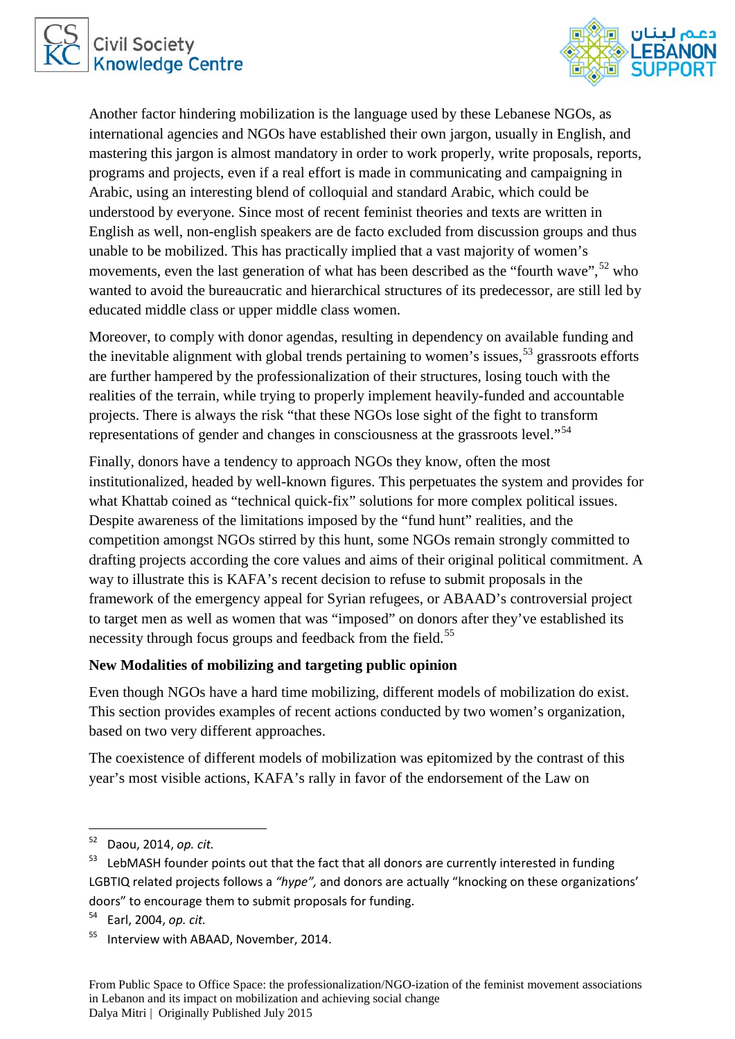Another factor hindering mobilization is the language used by these Lebanese NGOs, as international agencies and NGOs have established their own jargon, usually in English, and mastering this jargon is almost mandatory in order to work properly, write proposals, reports, programs and projects, even if a real effort is made in communicating and campaigning in Arabic, using an interesting blend of colloquial and standard Arabic, which could be understood by everyone. Since most of recent feminist theories and texts are written in English as well, non-english speakers are de facto excluded from discussion groups and thus unable to be mobilized. This has practically implied that a vast majority of women's movements, even the last generation of what has been described as the "fourth wave",[52] who wanted to avoid the bureaucratic and hierarchical structures of its predecessor, are still led by educated middle class or upper middle class women.

Moreover, to comply with donor agendas, resulting in dependency on available funding and the inevitable alignment with global trends pertaining to women's issues,[53] grassroots efforts are further hampered by the professionalization of their structures, losing touch with the realities of the terrain, while trying to properly implement heavily-funded and accountable projects. There is always the risk "that these NGOs lose sight of the fight to transform representations of gender and changes in consciousness at the grassroots level."[54]

Finally, donors have a tendency to approach NGOs they know, often the most institutionalized, headed by well-known figures. This perpetuates the system and provides for what Khattab coined as "technical quick-fix" solutions for more complex political issues. Despite awareness of the limitations imposed by the "fund hunt" realities, and the competition amongst NGOs stirred by this hunt, some NGOs remain strongly committed to drafting projects according the core values and aims of their original political commitment. A way to illustrate this is KAFA's recent decision to refuse to submit proposals in the framework of the emergency appeal for Syrian refugees, or ABAAD's controversial project to target men as well as women that was "imposed" on donors after they've established its necessity through focus groups and feedback from the field.[55]

**New Modalities of mobilizing and targeting public opinion**

Even though NGOs have a hard time mobilizing, different models of mobilization do exist. This section provides examples of recent actions conducted by two women's organization, based on two very different approaches.

The coexistence of different models of mobilization was epitomized by the contrast of this year's most visible actions, KAFA's rally in favor of the endorsement of the Law on

---

[52] Daou, 2014, *op. cit.*

[53] LebMASH founder points out that the fact that all donors are currently interested in funding LGBTIQ related projects follows a *"hype",* and donors are actually "knocking on these organizations' doors" to encourage them to submit proposals for funding.

[54] Earl, 2004, *op. cit.*

[55] Interview with ABAAD, November, 2014.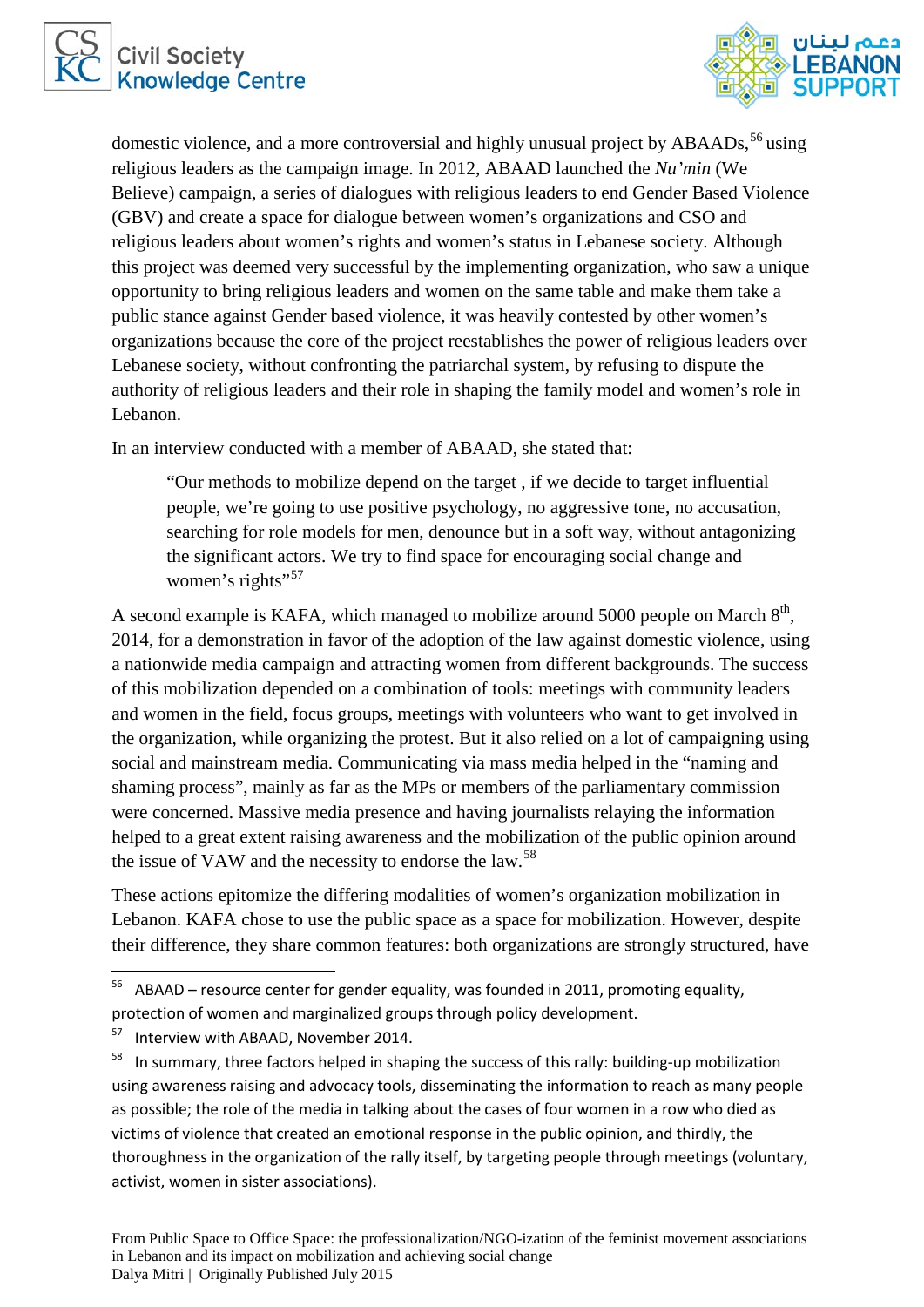domestic violence, and a more controversial and highly unusual project by ABAADs,[56] using religious leaders as the campaign image. In 2012, ABAAD launched the *Nu'min* (We Believe) campaign, a series of dialogues with religious leaders to end Gender Based Violence (GBV) and create a space for dialogue between women's organizations and CSO and religious leaders about women's rights and women's status in Lebanese society. Although this project was deemed very successful by the implementing organization, who saw a unique opportunity to bring religious leaders and women on the same table and make them take a public stance against Gender based violence, it was heavily contested by other women's organizations because the core of the project reestablishes the power of religious leaders over Lebanese society, without confronting the patriarchal system, by refusing to dispute the authority of religious leaders and their role in shaping the family model and women's role in Lebanon.

In an interview conducted with a member of ABAAD, she stated that:

> "Our methods to mobilize depend on the target , if we decide to target influential people, we're going to use positive psychology, no aggressive tone, no accusation, searching for role models for men, denounce but in a soft way, without antagonizing the significant actors. We try to find space for encouraging social change and women's rights"[57]

A second example is KAFA, which managed to mobilize around 5000 people on March 8th, 2014, for a demonstration in favor of the adoption of the law against domestic violence, using a nationwide media campaign and attracting women from different backgrounds. The success of this mobilization depended on a combination of tools: meetings with community leaders and women in the field, focus groups, meetings with volunteers who want to get involved in the organization, while organizing the protest. But it also relied on a lot of campaigning using social and mainstream media. Communicating via mass media helped in the "naming and shaming process", mainly as far as the MPs or members of the parliamentary commission were concerned. Massive media presence and having journalists relaying the information helped to a great extent raising awareness and the mobilization of the public opinion around the issue of VAW and the necessity to endorse the law.[58]

These actions epitomize the differing modalities of women's organization mobilization in Lebanon. KAFA chose to use the public space as a space for mobilization. However, despite their difference, they share common features: both organizations are strongly structured, have

---

[56] ABAAD – resource center for gender equality, was founded in 2011, promoting equality, protection of women and marginalized groups through policy development.

[57] Interview with ABAAD, November 2014.

[58] In summary, three factors helped in shaping the success of this rally: building-up mobilization using awareness raising and advocacy tools, disseminating the information to reach as many people as possible; the role of the media in talking about the cases of four women in a row who died as victims of violence that created an emotional response in the public opinion, and thirdly, the thoroughness in the organization of the rally itself, by targeting people through meetings (voluntary, activist, women in sister associations).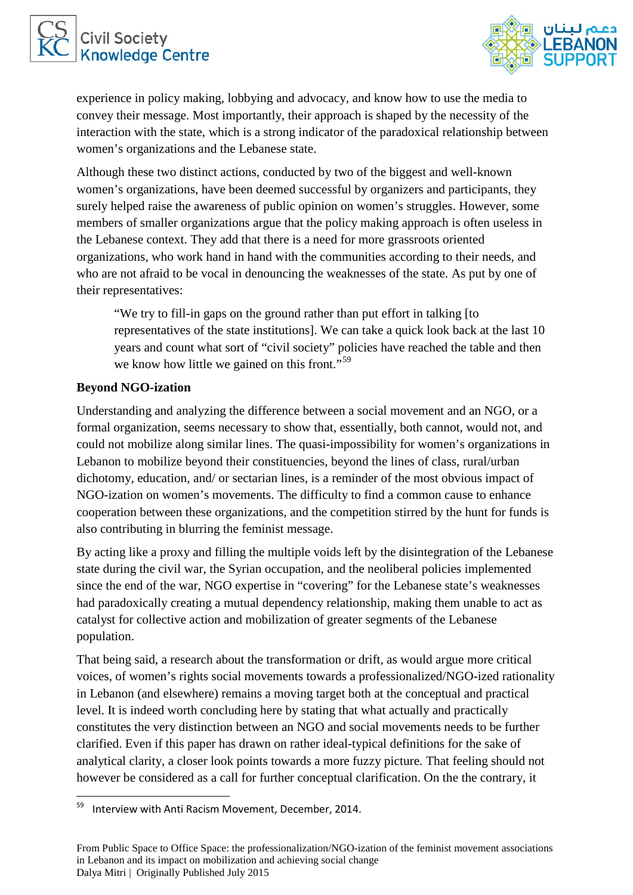experience in policy making, lobbying and advocacy, and know how to use the media to convey their message. Most importantly, their approach is shaped by the necessity of the interaction with the state, which is a strong indicator of the paradoxical relationship between women's organizations and the Lebanese state.

Although these two distinct actions, conducted by two of the biggest and well-known women's organizations, have been deemed successful by organizers and participants, they surely helped raise the awareness of public opinion on women's struggles. However, some members of smaller organizations argue that the policy making approach is often useless in the Lebanese context. They add that there is a need for more grassroots oriented organizations, who work hand in hand with the communities according to their needs, and who are not afraid to be vocal in denouncing the weaknesses of the state. As put by one of their representatives:

> "We try to fill-in gaps on the ground rather than put effort in talking [to representatives of the state institutions]. We can take a quick look back at the last 10 years and count what sort of "civil society" policies have reached the table and then we know how little we gained on this front."[59]

**Beyond NGO-ization**

Understanding and analyzing the difference between a social movement and an NGO, or a formal organization, seems necessary to show that, essentially, both cannot, would not, and could not mobilize along similar lines. The quasi-impossibility for women's organizations in Lebanon to mobilize beyond their constituencies, beyond the lines of class, rural/urban dichotomy, education, and/ or sectarian lines, is a reminder of the most obvious impact of NGO-ization on women's movements. The difficulty to find a common cause to enhance cooperation between these organizations, and the competition stirred by the hunt for funds is also contributing in blurring the feminist message.

By acting like a proxy and filling the multiple voids left by the disintegration of the Lebanese state during the civil war, the Syrian occupation, and the neoliberal policies implemented since the end of the war, NGO expertise in "covering" for the Lebanese state's weaknesses had paradoxically creating a mutual dependency relationship, making them unable to act as catalyst for collective action and mobilization of greater segments of the Lebanese population.

That being said, a research about the transformation or drift, as would argue more critical voices, of women's rights social movements towards a professionalized/NGO-ized rationality in Lebanon (and elsewhere) remains a moving target both at the conceptual and practical level. It is indeed worth concluding here by stating that what actually and practically constitutes the very distinction between an NGO and social movements needs to be further clarified. Even if this paper has drawn on rather ideal-typical definitions for the sake of analytical clarity, a closer look points towards a more fuzzy picture. That feeling should not however be considered as a call for further conceptual clarification. On the the contrary, it

---

[59] Interview with Anti Racism Movement, December, 2014.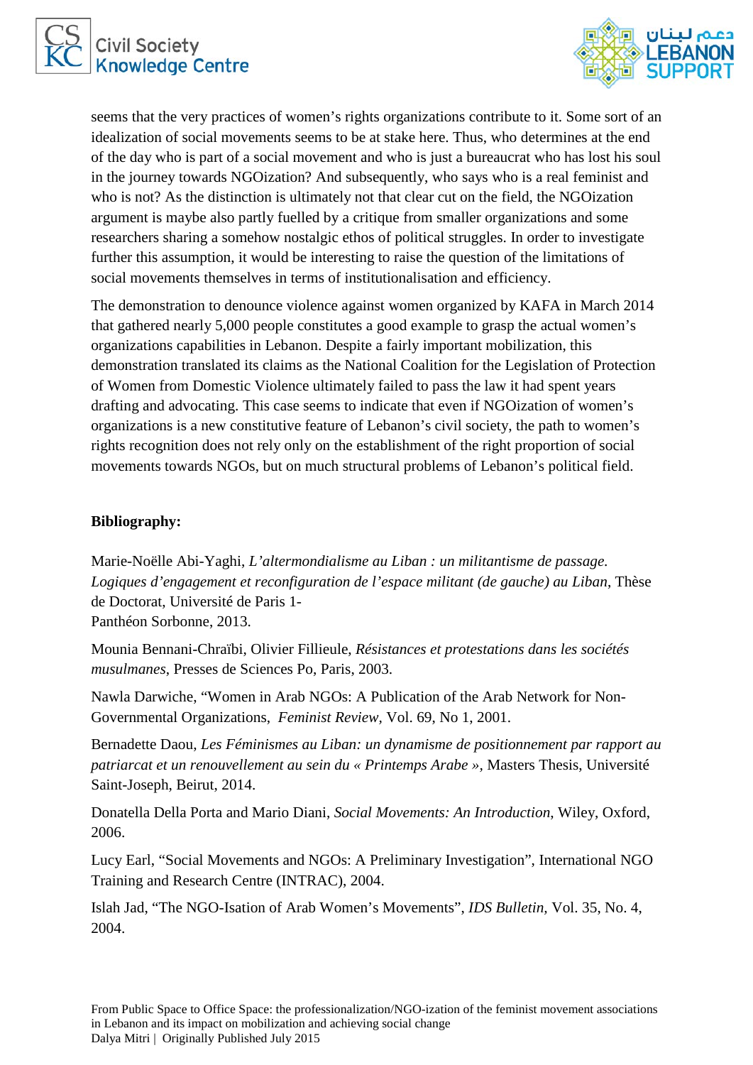seems that the very practices of women's rights organizations contribute to it. Some sort of an idealization of social movements seems to be at stake here. Thus, who determines at the end of the day who is part of a social movement and who is just a bureaucrat who has lost his soul in the journey towards NGOization? And subsequently, who says who is a real feminist and who is not? As the distinction is ultimately not that clear cut on the field, the NGOization argument is maybe also partly fuelled by a critique from smaller organizations and some researchers sharing a somehow nostalgic ethos of political struggles. In order to investigate further this assumption, it would be interesting to raise the question of the limitations of social movements themselves in terms of institutionalisation and efficiency.

The demonstration to denounce violence against women organized by KAFA in March 2014 that gathered nearly 5,000 people constitutes a good example to grasp the actual women's organizations capabilities in Lebanon. Despite a fairly important mobilization, this demonstration translated its claims as the National Coalition for the Legislation of Protection of Women from Domestic Violence ultimately failed to pass the law it had spent years drafting and advocating. This case seems to indicate that even if NGOization of women's organizations is a new constitutive feature of Lebanon's civil society, the path to women's rights recognition does not rely only on the establishment of the right proportion of social movements towards NGOs, but on much structural problems of Lebanon's political field.

**Bibliography:**

Marie-Noëlle Abi-Yaghi, *L'altermondialisme au Liban : un militantisme de passage. Logiques d'engagement et reconfiguration de l'espace militant (de gauche) au Liban*, Thèse de Doctorat, Université de Paris 1-
Panthéon Sorbonne, 2013.

Mounia Bennani-Chraïbi, Olivier Fillieule, *Résistances et protestations dans les sociétés musulmanes*, Presses de Sciences Po, Paris, 2003.

Nawla Darwiche, "Women in Arab NGOs: A Publication of the Arab Network for Non-Governmental Organizations, *Feminist Review*, Vol. 69, No 1, 2001.

Bernadette Daou, *Les Féminismes au Liban: un dynamisme de positionnement par rapport au patriarcat et un renouvellement au sein du « Printemps Arabe »*, Masters Thesis, Université Saint-Joseph, Beirut, 2014.

Donatella Della Porta and Mario Diani, *Social Movements: An Introduction*, Wiley, Oxford, 2006.

Lucy Earl, "Social Movements and NGOs: A Preliminary Investigation", International NGO Training and Research Centre (INTRAC), 2004.

Islah Jad, "The NGO-Isation of Arab Women's Movements", *IDS Bulletin*, Vol. 35, No. 4, 2004.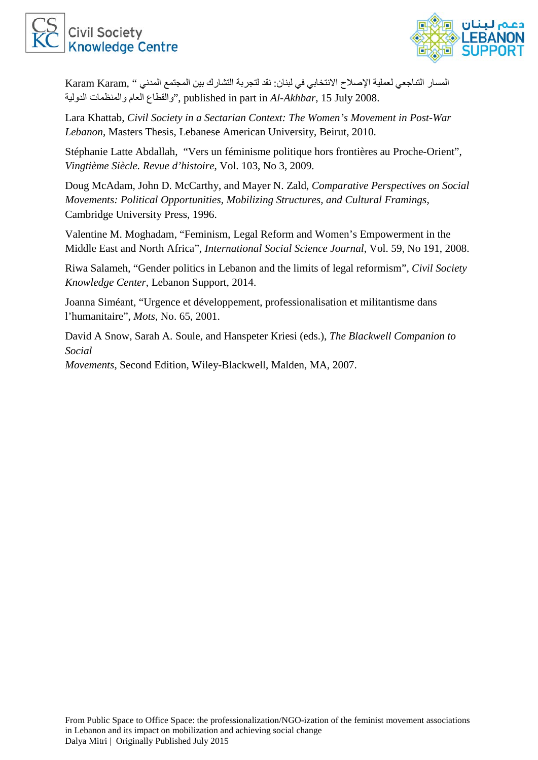Karam Karam, "المسار التراجعي لعملية الإصلاح الانتخابي في لبنان: نقد لتجربة التشارك بين المجتمع المدني والقطاع العام والمنظمات الدولية", published in part in *Al-Akhbar*, 15 July 2008.

Lara Khattab, *Civil Society in a Sectarian Context: The Women's Movement in Post-War Lebanon*, Masters Thesis, Lebanese American University, Beirut, 2010.

Stéphanie Latte Abdallah, "Vers un féminisme politique hors frontières au Proche-Orient", *Vingtième Siècle. Revue d'histoire*, Vol. 103, No 3, 2009.

Doug McAdam, John D. McCarthy, and Mayer N. Zald, *Comparative Perspectives on Social Movements: Political Opportunities, Mobilizing Structures, and Cultural Framings*, Cambridge University Press, 1996.

Valentine M. Moghadam, "Feminism, Legal Reform and Women's Empowerment in the Middle East and North Africa", *International Social Science Journal*, Vol. 59, No 191, 2008.

Riwa Salameh, "Gender politics in Lebanon and the limits of legal reformism", *Civil Society Knowledge Center*, Lebanon Support, 2014.

Joanna Siméant, "Urgence et développement, professionalisation et militantisme dans l'humanitaire", *Mots*, No. 65, 2001.

David A Snow, Sarah A. Soule, and Hanspeter Kriesi (eds.), *The Blackwell Companion to Social Movements*, Second Edition, Wiley-Blackwell, Malden, MA, 2007.